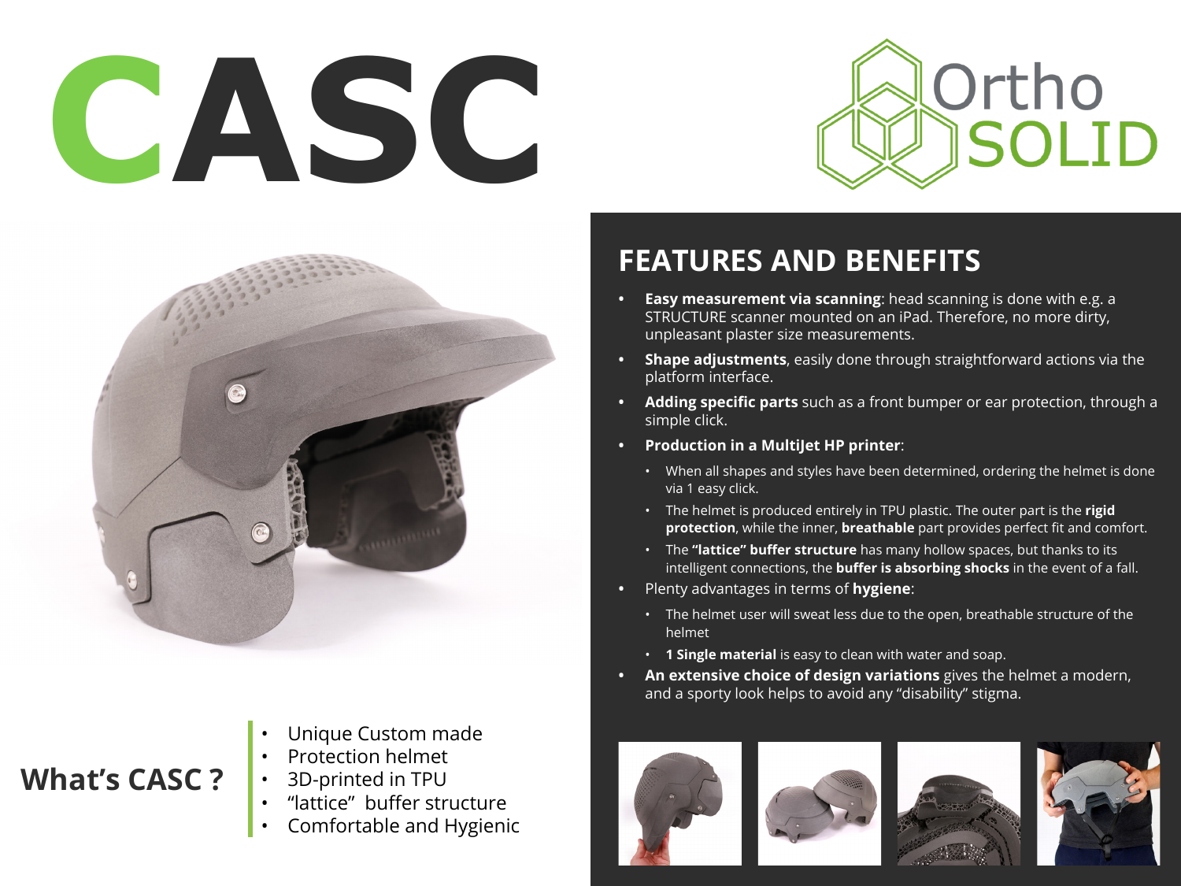# CASC

Ortho SOLID

## What's CASC ?

- Unique Custom made
- Protection helmet
- 3D-printed in TPU
- "lattice" buffer structure
- Comfortable and Hygienic

## FEATURES AND BENEFITS

- **Easy measurement via scanning**: head scanning is done with e.g. a STRUCTURE scanner mounted on an iPad. Therefore, no more dirty, unpleasant plaster size measurements.
- **Shape adjustments**, easily done through straightforward actions via the platform interface.
- **Adding specific parts** such as a front bumper or ear protection, through a simple click.
- **Production in a MultiJet HP printer**:
  - When all shapes and styles have been determined, ordering the helmet is done via 1 easy click.
  - The helmet is produced entirely in TPU plastic. The outer part is the **rigid protection**, while the inner, **breathable** part provides perfect fit and comfort.
  - The **"lattice" buffer structure** has many hollow spaces, but thanks to its intelligent connections, the **buffer is absorbing shocks** in the event of a fall.
- Plenty advantages in terms of **hygiene**:
  - The helmet user will sweat less due to the open, breathable structure of the helmet
  - **1 Single material** is easy to clean with water and soap.
- **An extensive choice of design variations** gives the helmet a modern, and a sporty look helps to avoid any "disability" stigma.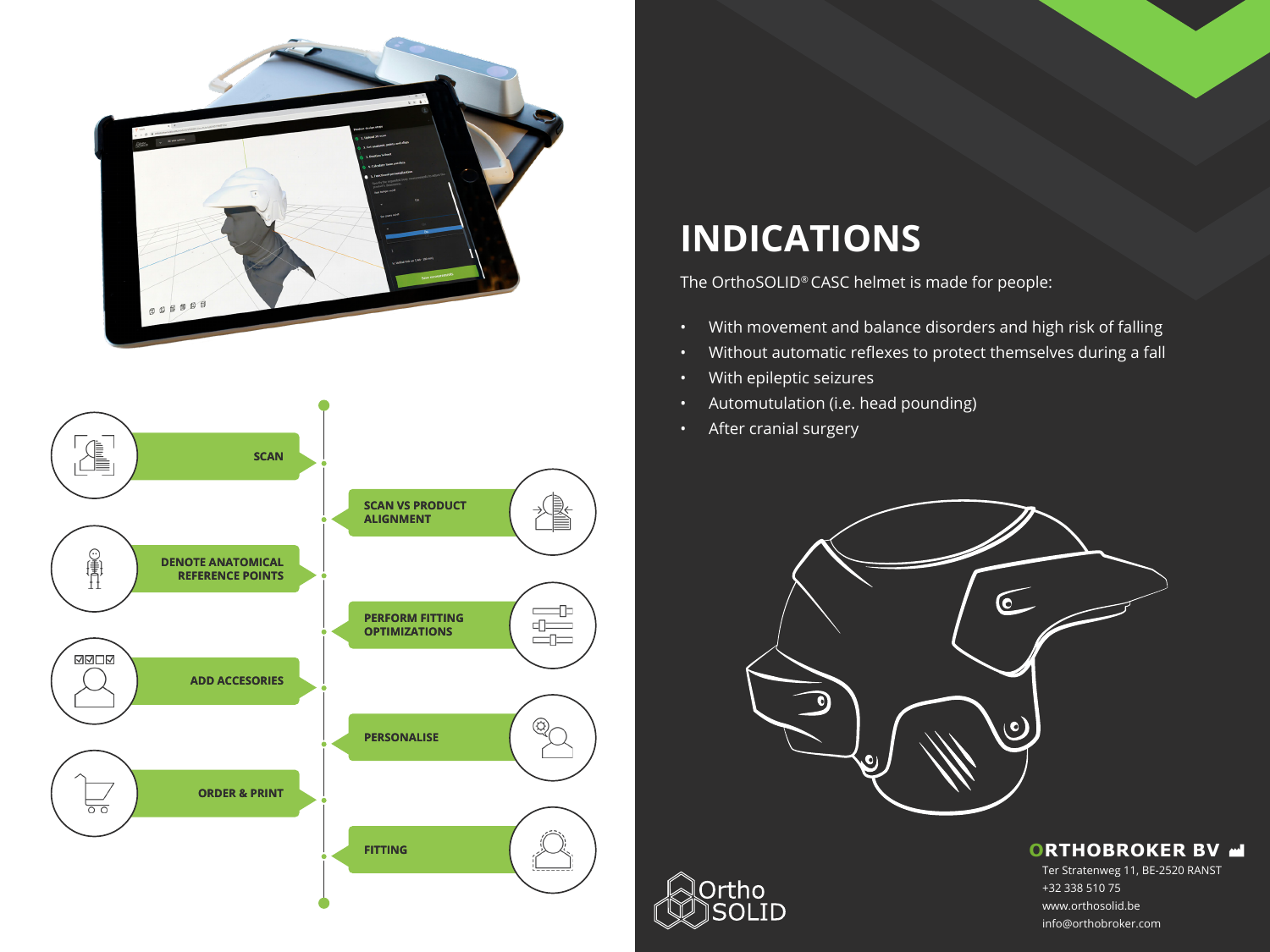SCAN

SCAN VS PRODUCT ALIGNMENT

DENOTE ANATOMICAL REFERENCE POINTS

PERFORM FITTING OPTIMIZATIONS

ADD ACCESORIES

PERSONALISE

ORDER & PRINT

FITTING

# INDICATIONS

The OrthoSOLID® CASC helmet is made for people:

- With movement and balance disorders and high risk of falling
- Without automatic reflexes to protect themselves during a fall
- With epileptic seizures
- Automutulation (i.e. head pounding)
- After cranial surgery

Ortho SOLID

**ORTHOBROKER BV**

Ter Stratenweg 11, BE-2520 RANST
+32 338 510 75
www.orthosolid.be
info@orthobroker.com